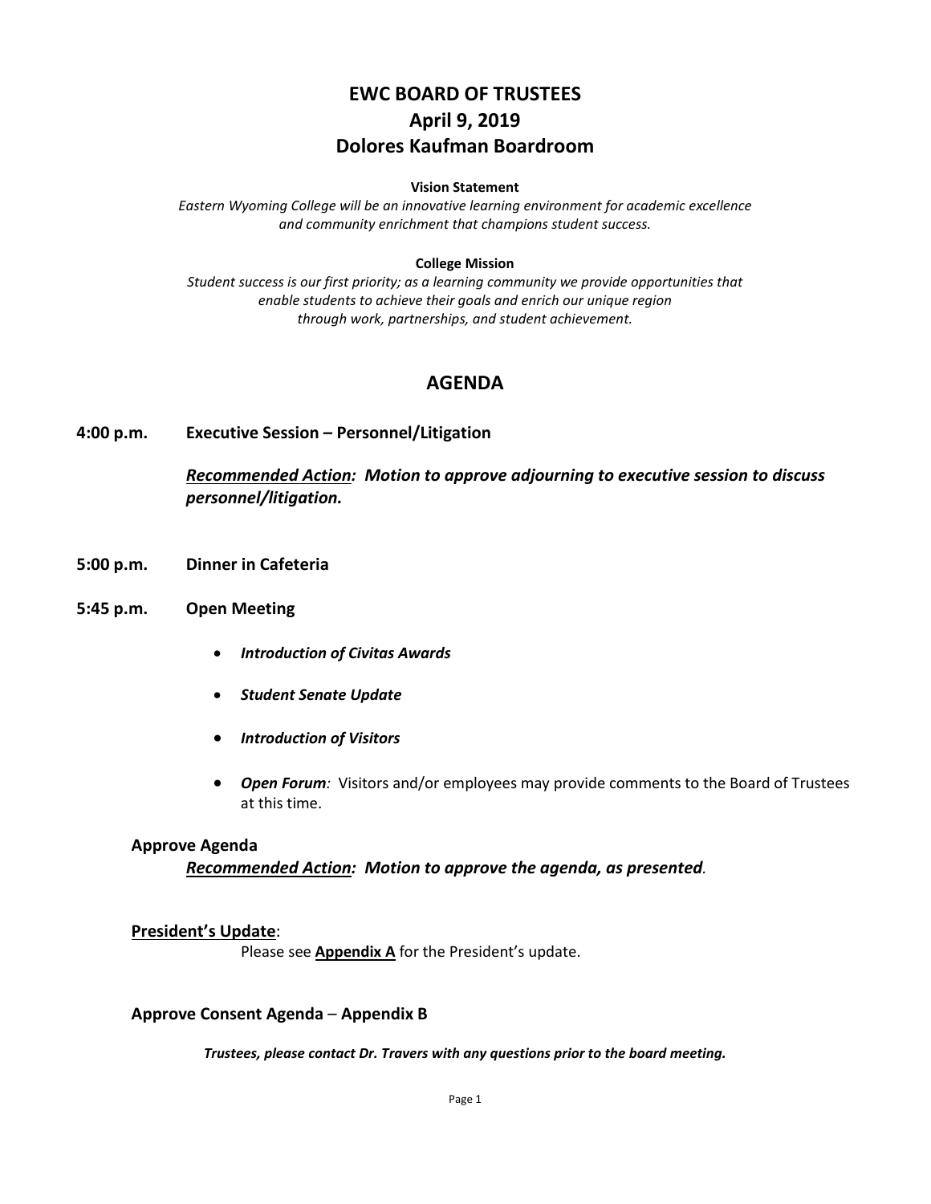# EWC BOARD OF TRUSTEES
# April 9, 2019
# Dolores Kaufman Boardroom

**Vision Statement**

*Eastern Wyoming College will be an innovative learning environment for academic excellence and community enrichment that champions student success.*

**College Mission**

*Student success is our first priority; as a learning community we provide opportunities that enable students to achieve their goals and enrich our unique region through work, partnerships, and student achievement.*

## AGENDA

**4:00 p.m. Executive Session – Personnel/Litigation**

***Recommended Action**: Motion to approve adjourning to executive session to discuss personnel/litigation.*

**5:00 p.m. Dinner in Cafeteria**

**5:45 p.m. Open Meeting**

- ***Introduction of Civitas Awards***
- ***Student Senate Update***
- ***Introduction of Visitors***
- ***Open Forum**:* Visitors and/or employees may provide comments to the Board of Trustees at this time.

**Approve Agenda**

***Recommended Action**: Motion to approve the agenda, as presented.*

**President's Update**:

Please see **Appendix A** for the President's update.

**Approve Consent Agenda – Appendix B**

***Trustees, please contact Dr. Travers with any questions prior to the board meeting.***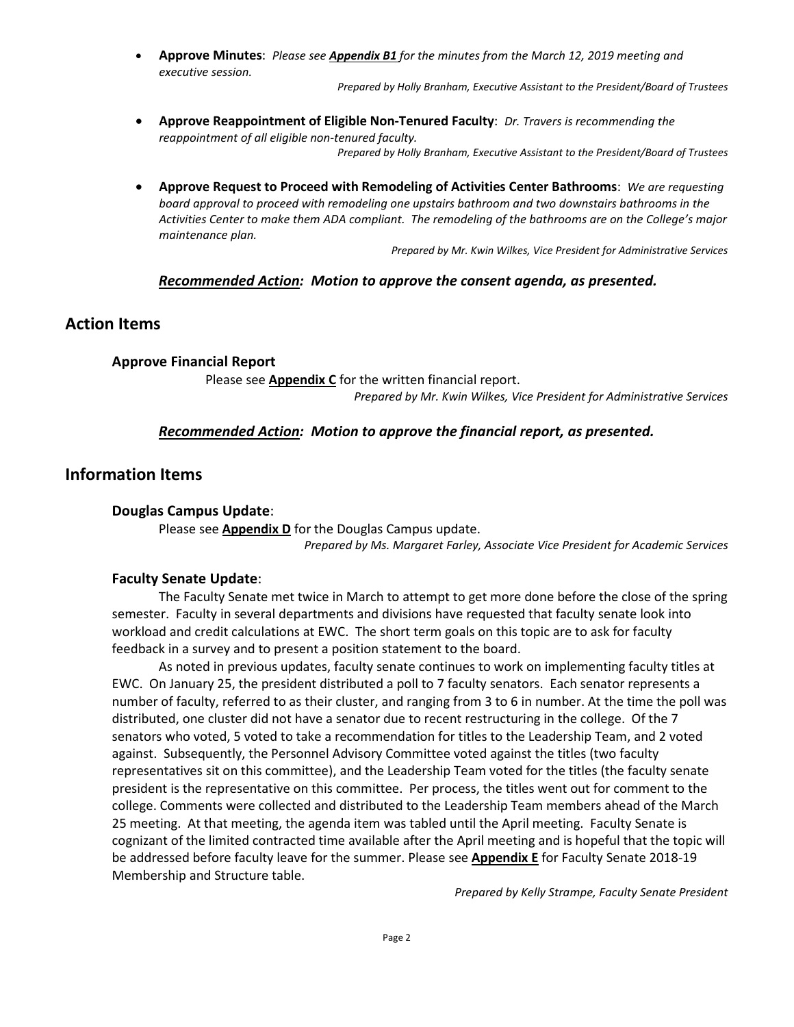- **Approve Minutes**: *Please see **Appendix B1** for the minutes from the March 12, 2019 meeting and executive session.*

  *Prepared by Holly Branham, Executive Assistant to the President/Board of Trustees*

- **Approve Reappointment of Eligible Non-Tenured Faculty**: *Dr. Travers is recommending the reappointment of all eligible non-tenured faculty.*

  *Prepared by Holly Branham, Executive Assistant to the President/Board of Trustees*

- **Approve Request to Proceed with Remodeling of Activities Center Bathrooms**: *We are requesting board approval to proceed with remodeling one upstairs bathroom and two downstairs bathrooms in the Activities Center to make them ADA compliant. The remodeling of the bathrooms are on the College's major maintenance plan.*

  *Prepared by Mr. Kwin Wilkes, Vice President for Administrative Services*

***Recommended Action:* *Motion to approve the consent agenda, as presented.***

## Action Items

### Approve Financial Report

Please see **Appendix C** for the written financial report.

*Prepared by Mr. Kwin Wilkes, Vice President for Administrative Services*

***Recommended Action:* *Motion to approve the financial report, as presented.***

## Information Items

### Douglas Campus Update:

Please see **Appendix D** for the Douglas Campus update.

*Prepared by Ms. Margaret Farley, Associate Vice President for Academic Services*

### Faculty Senate Update:

The Faculty Senate met twice in March to attempt to get more done before the close of the spring semester. Faculty in several departments and divisions have requested that faculty senate look into workload and credit calculations at EWC. The short term goals on this topic are to ask for faculty feedback in a survey and to present a position statement to the board.

As noted in previous updates, faculty senate continues to work on implementing faculty titles at EWC. On January 25, the president distributed a poll to 7 faculty senators. Each senator represents a number of faculty, referred to as their cluster, and ranging from 3 to 6 in number. At the time the poll was distributed, one cluster did not have a senator due to recent restructuring in the college. Of the 7 senators who voted, 5 voted to take a recommendation for titles to the Leadership Team, and 2 voted against. Subsequently, the Personnel Advisory Committee voted against the titles (two faculty representatives sit on this committee), and the Leadership Team voted for the titles (the faculty senate president is the representative on this committee. Per process, the titles went out for comment to the college. Comments were collected and distributed to the Leadership Team members ahead of the March 25 meeting. At that meeting, the agenda item was tabled until the April meeting. Faculty Senate is cognizant of the limited contracted time available after the April meeting and is hopeful that the topic will be addressed before faculty leave for the summer. Please see **Appendix E** for Faculty Senate 2018-19 Membership and Structure table.

*Prepared by Kelly Strampe, Faculty Senate President*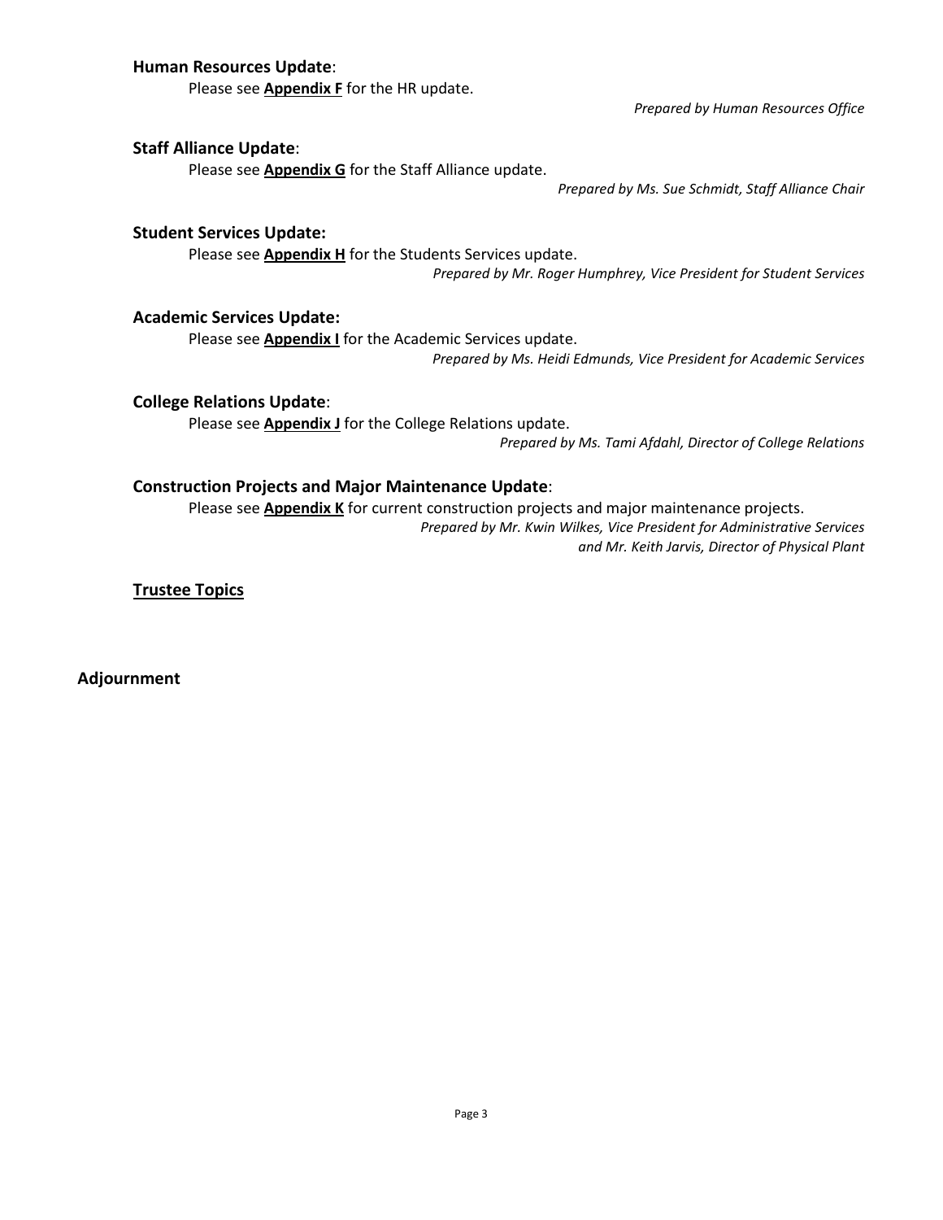**Human Resources Update**:

Please see **Appendix F** for the HR update.

*Prepared by Human Resources Office*

**Staff Alliance Update**:

Please see **Appendix G** for the Staff Alliance update.

*Prepared by Ms. Sue Schmidt, Staff Alliance Chair*

**Student Services Update:**

Please see **Appendix H** for the Students Services update.

*Prepared by Mr. Roger Humphrey, Vice President for Student Services*

**Academic Services Update:**

Please see **Appendix I** for the Academic Services update.

*Prepared by Ms. Heidi Edmunds, Vice President for Academic Services*

**College Relations Update**:

Please see **Appendix J** for the College Relations update.

*Prepared by Ms. Tami Afdahl, Director of College Relations*

**Construction Projects and Major Maintenance Update**:

Please see **Appendix K** for current construction projects and major maintenance projects.

*Prepared by Mr. Kwin Wilkes, Vice President for Administrative Services*
*and Mr. Keith Jarvis, Director of Physical Plant*

**Trustee Topics**

**Adjournment**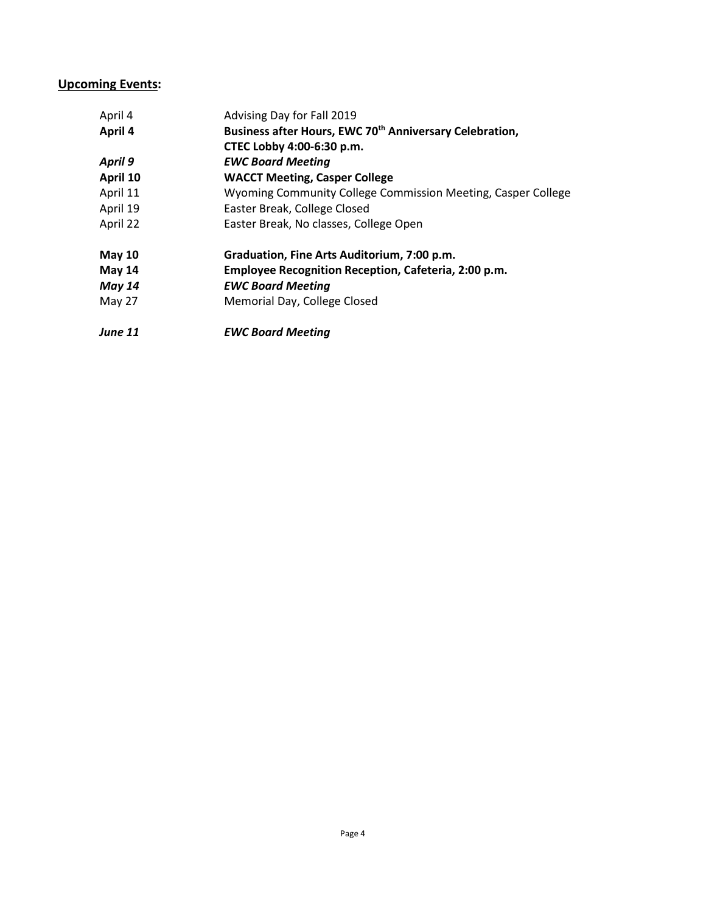**<u>Upcoming Events</u>:**

| | |
|---|---|
| April 4 | Advising Day for Fall 2019 |
| **April 4** | **Business after Hours, EWC 70th Anniversary Celebration, CTEC Lobby 4:00-6:30 p.m.** |
| ***April 9*** | ***EWC Board Meeting*** |
| **April 10** | **WACCT Meeting, Casper College** |
| April 11 | Wyoming Community College Commission Meeting, Casper College |
| April 19 | Easter Break, College Closed |
| April 22 | Easter Break, No classes, College Open |
| **May 10** | **Graduation, Fine Arts Auditorium, 7:00 p.m.** |
| **May 14** | **Employee Recognition Reception, Cafeteria, 2:00 p.m.** |
| ***May 14*** | ***EWC Board Meeting*** |
| May 27 | Memorial Day, College Closed |
| ***June 11*** | ***EWC Board Meeting*** |